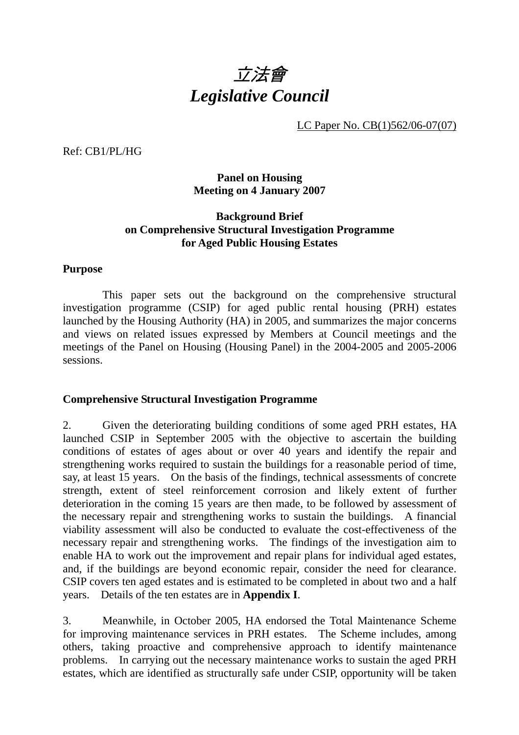# *立法會*
# *Legislative Council*

LC Paper No. CB(1)562/06-07(07)

Ref: CB1/PL/HG

**Panel on Housing**
**Meeting on 4 January 2007**

**Background Brief**
**on Comprehensive Structural Investigation Programme**
**for Aged Public Housing Estates**

## Purpose

This paper sets out the background on the comprehensive structural investigation programme (CSIP) for aged public rental housing (PRH) estates launched by the Housing Authority (HA) in 2005, and summarizes the major concerns and views on related issues expressed by Members at Council meetings and the meetings of the Panel on Housing (Housing Panel) in the 2004-2005 and 2005-2006 sessions.

## Comprehensive Structural Investigation Programme

2. Given the deteriorating building conditions of some aged PRH estates, HA launched CSIP in September 2005 with the objective to ascertain the building conditions of estates of ages about or over 40 years and identify the repair and strengthening works required to sustain the buildings for a reasonable period of time, say, at least 15 years. On the basis of the findings, technical assessments of concrete strength, extent of steel reinforcement corrosion and likely extent of further deterioration in the coming 15 years are then made, to be followed by assessment of the necessary repair and strengthening works to sustain the buildings. A financial viability assessment will also be conducted to evaluate the cost-effectiveness of the necessary repair and strengthening works. The findings of the investigation aim to enable HA to work out the improvement and repair plans for individual aged estates, and, if the buildings are beyond economic repair, consider the need for clearance. CSIP covers ten aged estates and is estimated to be completed in about two and a half years. Details of the ten estates are in **Appendix I**.

3. Meanwhile, in October 2005, HA endorsed the Total Maintenance Scheme for improving maintenance services in PRH estates. The Scheme includes, among others, taking proactive and comprehensive approach to identify maintenance problems. In carrying out the necessary maintenance works to sustain the aged PRH estates, which are identified as structurally safe under CSIP, opportunity will be taken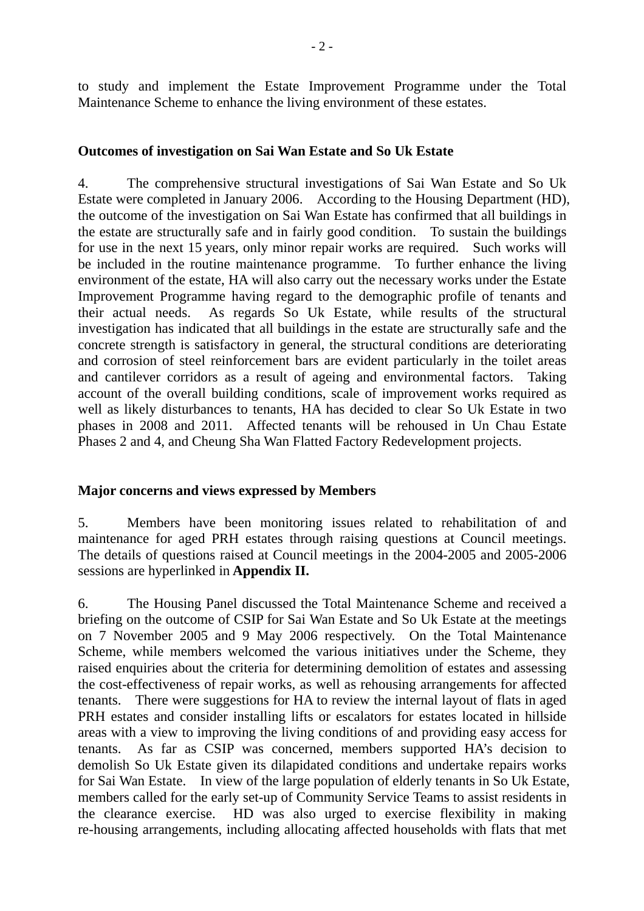to study and implement the Estate Improvement Programme under the Total Maintenance Scheme to enhance the living environment of these estates.

**Outcomes of investigation on Sai Wan Estate and So Uk Estate**

4. The comprehensive structural investigations of Sai Wan Estate and So Uk Estate were completed in January 2006. According to the Housing Department (HD), the outcome of the investigation on Sai Wan Estate has confirmed that all buildings in the estate are structurally safe and in fairly good condition. To sustain the buildings for use in the next 15 years, only minor repair works are required. Such works will be included in the routine maintenance programme. To further enhance the living environment of the estate, HA will also carry out the necessary works under the Estate Improvement Programme having regard to the demographic profile of tenants and their actual needs. As regards So Uk Estate, while results of the structural investigation has indicated that all buildings in the estate are structurally safe and the concrete strength is satisfactory in general, the structural conditions are deteriorating and corrosion of steel reinforcement bars are evident particularly in the toilet areas and cantilever corridors as a result of ageing and environmental factors. Taking account of the overall building conditions, scale of improvement works required as well as likely disturbances to tenants, HA has decided to clear So Uk Estate in two phases in 2008 and 2011. Affected tenants will be rehoused in Un Chau Estate Phases 2 and 4, and Cheung Sha Wan Flatted Factory Redevelopment projects.

**Major concerns and views expressed by Members**

5. Members have been monitoring issues related to rehabilitation of and maintenance for aged PRH estates through raising questions at Council meetings. The details of questions raised at Council meetings in the 2004-2005 and 2005-2006 sessions are hyperlinked in **Appendix II.**

6. The Housing Panel discussed the Total Maintenance Scheme and received a briefing on the outcome of CSIP for Sai Wan Estate and So Uk Estate at the meetings on 7 November 2005 and 9 May 2006 respectively. On the Total Maintenance Scheme, while members welcomed the various initiatives under the Scheme, they raised enquiries about the criteria for determining demolition of estates and assessing the cost-effectiveness of repair works, as well as rehousing arrangements for affected tenants. There were suggestions for HA to review the internal layout of flats in aged PRH estates and consider installing lifts or escalators for estates located in hillside areas with a view to improving the living conditions of and providing easy access for tenants. As far as CSIP was concerned, members supported HA's decision to demolish So Uk Estate given its dilapidated conditions and undertake repairs works for Sai Wan Estate. In view of the large population of elderly tenants in So Uk Estate, members called for the early set-up of Community Service Teams to assist residents in the clearance exercise. HD was also urged to exercise flexibility in making re-housing arrangements, including allocating affected households with flats that met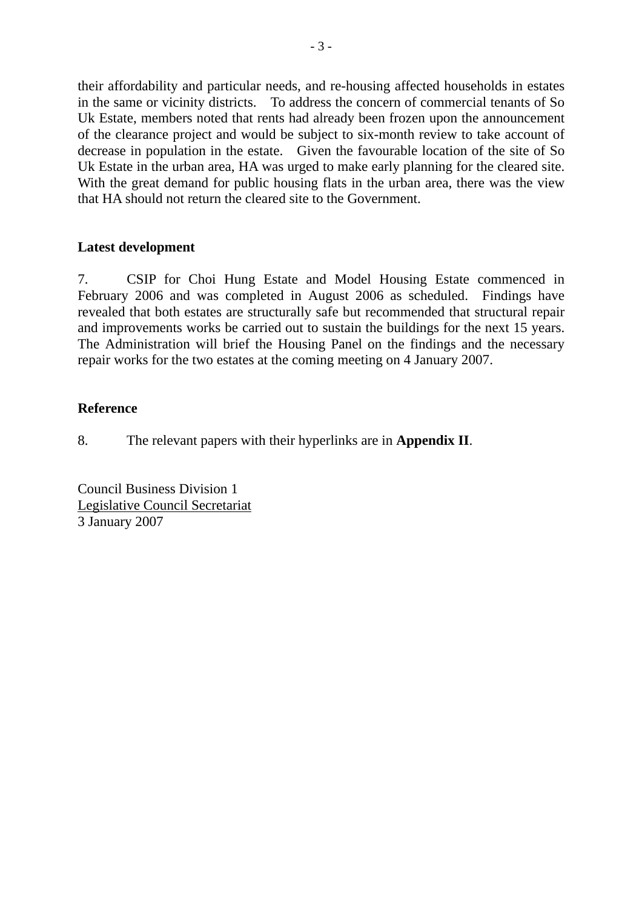their affordability and particular needs, and re-housing affected households in estates in the same or vicinity districts. To address the concern of commercial tenants of So Uk Estate, members noted that rents had already been frozen upon the announcement of the clearance project and would be subject to six-month review to take account of decrease in population in the estate. Given the favourable location of the site of So Uk Estate in the urban area, HA was urged to make early planning for the cleared site. With the great demand for public housing flats in the urban area, there was the view that HA should not return the cleared site to the Government.

**Latest development**

7. CSIP for Choi Hung Estate and Model Housing Estate commenced in February 2006 and was completed in August 2006 as scheduled. Findings have revealed that both estates are structurally safe but recommended that structural repair and improvements works be carried out to sustain the buildings for the next 15 years. The Administration will brief the Housing Panel on the findings and the necessary repair works for the two estates at the coming meeting on 4 January 2007.

**Reference**

8. The relevant papers with their hyperlinks are in **Appendix II**.

Council Business Division 1
Legislative Council Secretariat
3 January 2007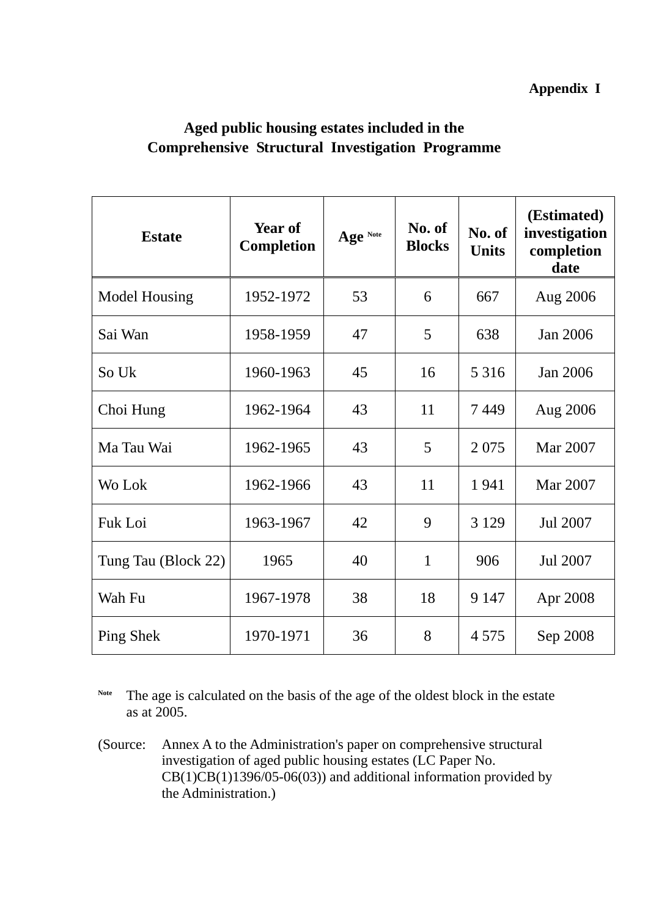**Appendix I**

**Aged public housing estates included in the Comprehensive Structural Investigation Programme**

| Estate | Year of Completion | Age [Note] | No. of Blocks | No. of Units | (Estimated) investigation completion date |
|---|---|---|---|---|---|
| Model Housing | 1952-1972 | 53 | 6 | 667 | Aug 2006 |
| Sai Wan | 1958-1959 | 47 | 5 | 638 | Jan 2006 |
| So Uk | 1960-1963 | 45 | 16 | 5 316 | Jan 2006 |
| Choi Hung | 1962-1964 | 43 | 11 | 7 449 | Aug 2006 |
| Ma Tau Wai | 1962-1965 | 43 | 5 | 2 075 | Mar 2007 |
| Wo Lok | 1962-1966 | 43 | 11 | 1 941 | Mar 2007 |
| Fuk Loi | 1963-1967 | 42 | 9 | 3 129 | Jul 2007 |
| Tung Tau (Block 22) | 1965 | 40 | 1 | 906 | Jul 2007 |
| Wah Fu | 1967-1978 | 38 | 18 | 9 147 | Apr 2008 |
| Ping Shek | 1970-1971 | 36 | 8 | 4 575 | Sep 2008 |

[Note] The age is calculated on the basis of the age of the oldest block in the estate as at 2005.

(Source: Annex A to the Administration's paper on comprehensive structural investigation of aged public housing estates (LC Paper No. CB(1)CB(1)1396/05-06(03)) and additional information provided by the Administration.)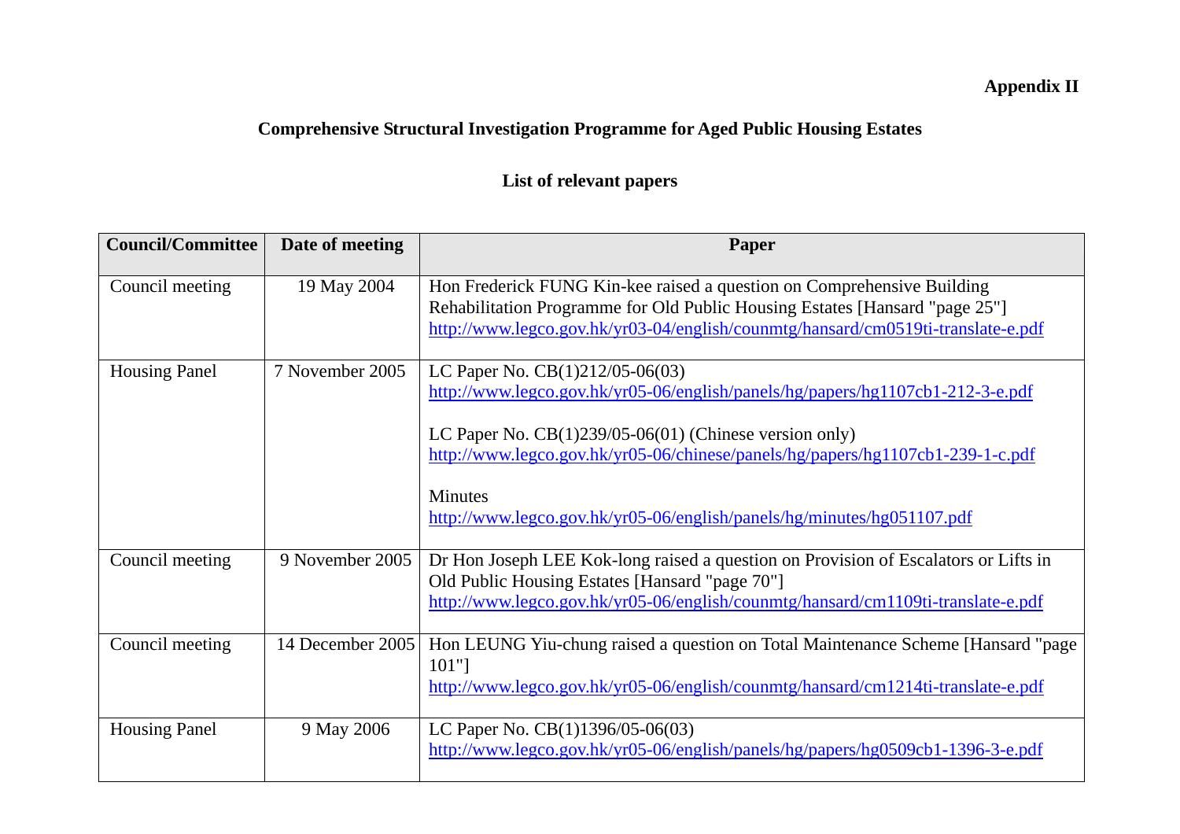**Appendix II**

## Comprehensive Structural Investigation Programme for Aged Public Housing Estates

### List of relevant papers

| Council/Committee | Date of meeting | Paper |
|---|---|---|
| Council meeting | 19 May 2004 | Hon Frederick FUNG Kin-kee raised a question on Comprehensive Building Rehabilitation Programme for Old Public Housing Estates [Hansard "page 25"]<br>http://www.legco.gov.hk/yr03-04/english/counmtg/hansard/cm0519ti-translate-e.pdf |
| Housing Panel | 7 November 2005 | LC Paper No. CB(1)212/05-06(03)<br>http://www.legco.gov.hk/yr05-06/english/panels/hg/papers/hg1107cb1-212-3-e.pdf<br><br>LC Paper No. CB(1)239/05-06(01) (Chinese version only)<br>http://www.legco.gov.hk/yr05-06/chinese/panels/hg/papers/hg1107cb1-239-1-c.pdf<br><br>Minutes<br>http://www.legco.gov.hk/yr05-06/english/panels/hg/minutes/hg051107.pdf |
| Council meeting | 9 November 2005 | Dr Hon Joseph LEE Kok-long raised a question on Provision of Escalators or Lifts in Old Public Housing Estates [Hansard "page 70"]<br>http://www.legco.gov.hk/yr05-06/english/counmtg/hansard/cm1109ti-translate-e.pdf |
| Council meeting | 14 December 2005 | Hon LEUNG Yiu-chung raised a question on Total Maintenance Scheme [Hansard "page 101"]<br>http://www.legco.gov.hk/yr05-06/english/counmtg/hansard/cm1214ti-translate-e.pdf |
| Housing Panel | 9 May 2006 | LC Paper No. CB(1)1396/05-06(03)<br>http://www.legco.gov.hk/yr05-06/english/panels/hg/papers/hg0509cb1-1396-3-e.pdf |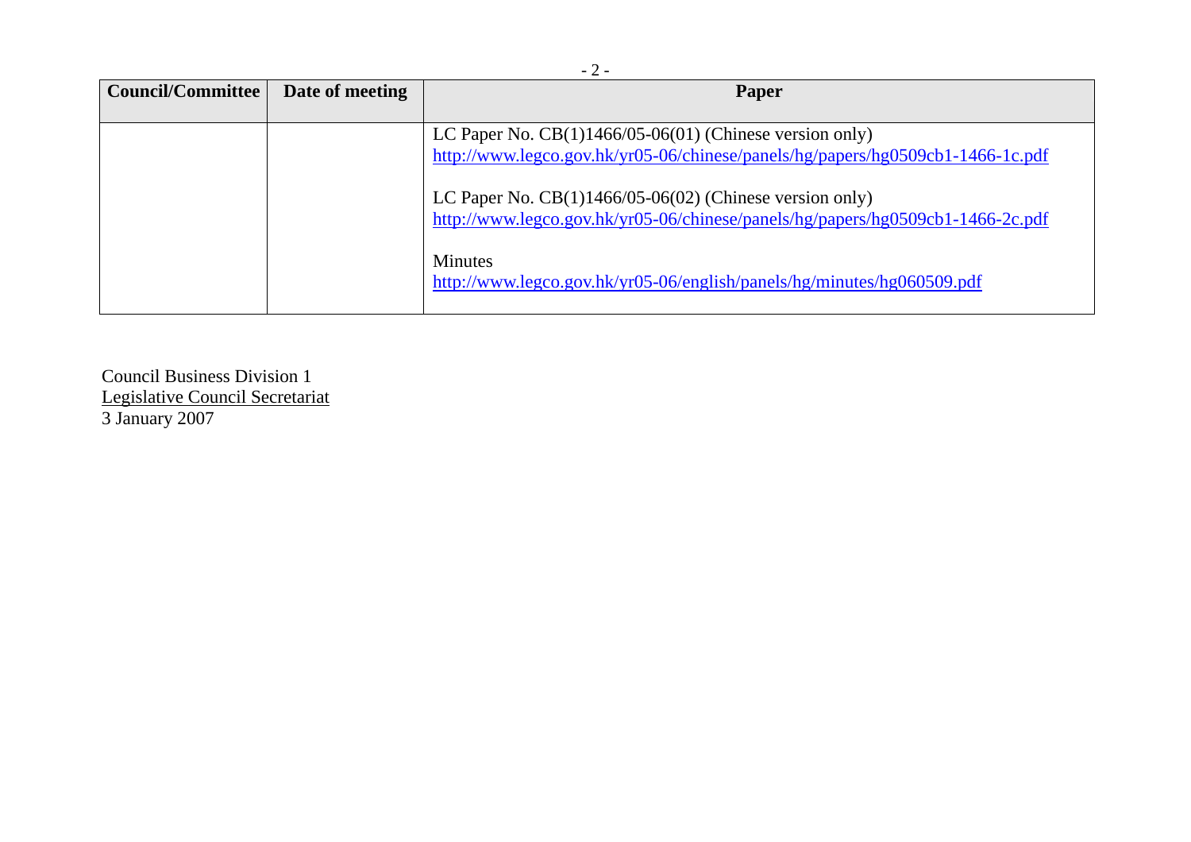| Council/Committee | Date of meeting | Paper |
|---|---|---|
| | | LC Paper No. CB(1)1466/05-06(01) (Chinese version only)<br>http://www.legco.gov.hk/yr05-06/chinese/panels/hg/papers/hg0509cb1-1466-1c.pdf<br><br>LC Paper No. CB(1)1466/05-06(02) (Chinese version only)<br>http://www.legco.gov.hk/yr05-06/chinese/panels/hg/papers/hg0509cb1-1466-2c.pdf<br><br>Minutes<br>http://www.legco.gov.hk/yr05-06/english/panels/hg/minutes/hg060509.pdf |

Council Business Division 1
Legislative Council Secretariat
3 January 2007